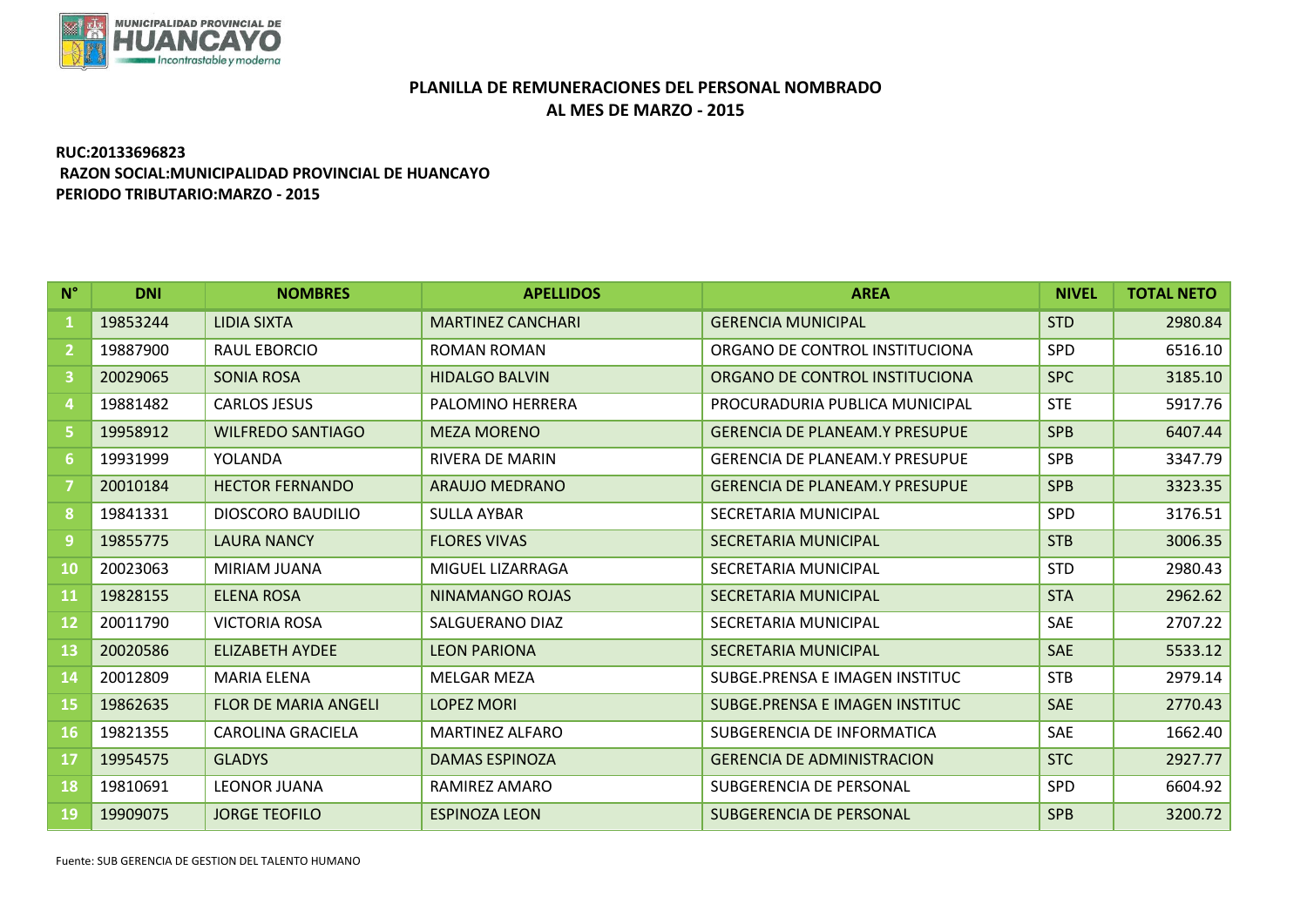MUNICIPALIDAD PROVINCIAL DE HUANCAYO
Incontrastable y moderna

## PLANILLA DE REMUNERACIONES DEL PERSONAL NOMBRADO
## AL MES DE MARZO - 2015

**RUC:20133696823**
**RAZON SOCIAL:MUNICIPALIDAD PROVINCIAL DE HUANCAYO**
**PERIODO TRIBUTARIO:MARZO - 2015**

| N° | DNI | NOMBRES | APELLIDOS | AREA | NIVEL | TOTAL NETO |
|---|---|---|---|---|---|---|
| 1 | 19853244 | LIDIA SIXTA | MARTINEZ CANCHARI | GERENCIA MUNICIPAL | STD | 2980.84 |
| 2 | 19887900 | RAUL EBORCIO | ROMAN ROMAN | ORGANO DE CONTROL INSTITUCIONA | SPD | 6516.10 |
| 3 | 20029065 | SONIA ROSA | HIDALGO BALVIN | ORGANO DE CONTROL INSTITUCIONA | SPC | 3185.10 |
| 4 | 19881482 | CARLOS JESUS | PALOMINO HERRERA | PROCURADURIA PUBLICA MUNICIPAL | STE | 5917.76 |
| 5 | 19958912 | WILFREDO SANTIAGO | MEZA MORENO | GERENCIA DE PLANEAM.Y PRESUPUE | SPB | 6407.44 |
| 6 | 19931999 | YOLANDA | RIVERA DE MARIN | GERENCIA DE PLANEAM.Y PRESUPUE | SPB | 3347.79 |
| 7 | 20010184 | HECTOR FERNANDO | ARAUJO MEDRANO | GERENCIA DE PLANEAM.Y PRESUPUE | SPB | 3323.35 |
| 8 | 19841331 | DIOSCORO BAUDILIO | SULLA AYBAR | SECRETARIA MUNICIPAL | SPD | 3176.51 |
| 9 | 19855775 | LAURA NANCY | FLORES VIVAS | SECRETARIA MUNICIPAL | STB | 3006.35 |
| 10 | 20023063 | MIRIAM JUANA | MIGUEL LIZARRAGA | SECRETARIA MUNICIPAL | STD | 2980.43 |
| 11 | 19828155 | ELENA ROSA | NINAMANGO ROJAS | SECRETARIA MUNICIPAL | STA | 2962.62 |
| 12 | 20011790 | VICTORIA ROSA | SALGUERANO DIAZ | SECRETARIA MUNICIPAL | SAE | 2707.22 |
| 13 | 20020586 | ELIZABETH AYDEE | LEON PARIONA | SECRETARIA MUNICIPAL | SAE | 5533.12 |
| 14 | 20012809 | MARIA ELENA | MELGAR MEZA | SUBGE.PRENSA E IMAGEN INSTITUC | STB | 2979.14 |
| 15 | 19862635 | FLOR DE MARIA ANGELI | LOPEZ MORI | SUBGE.PRENSA E IMAGEN INSTITUC | SAE | 2770.43 |
| 16 | 19821355 | CAROLINA GRACIELA | MARTINEZ ALFARO | SUBGERENCIA DE INFORMATICA | SAE | 1662.40 |
| 17 | 19954575 | GLADYS | DAMAS ESPINOZA | GERENCIA DE ADMINISTRACION | STC | 2927.77 |
| 18 | 19810691 | LEONOR JUANA | RAMIREZ AMARO | SUBGERENCIA DE PERSONAL | SPD | 6604.92 |
| 19 | 19909075 | JORGE TEOFILO | ESPINOZA LEON | SUBGERENCIA DE PERSONAL | SPB | 3200.72 |

Fuente: SUB GERENCIA DE GESTION DEL TALENTO HUMANO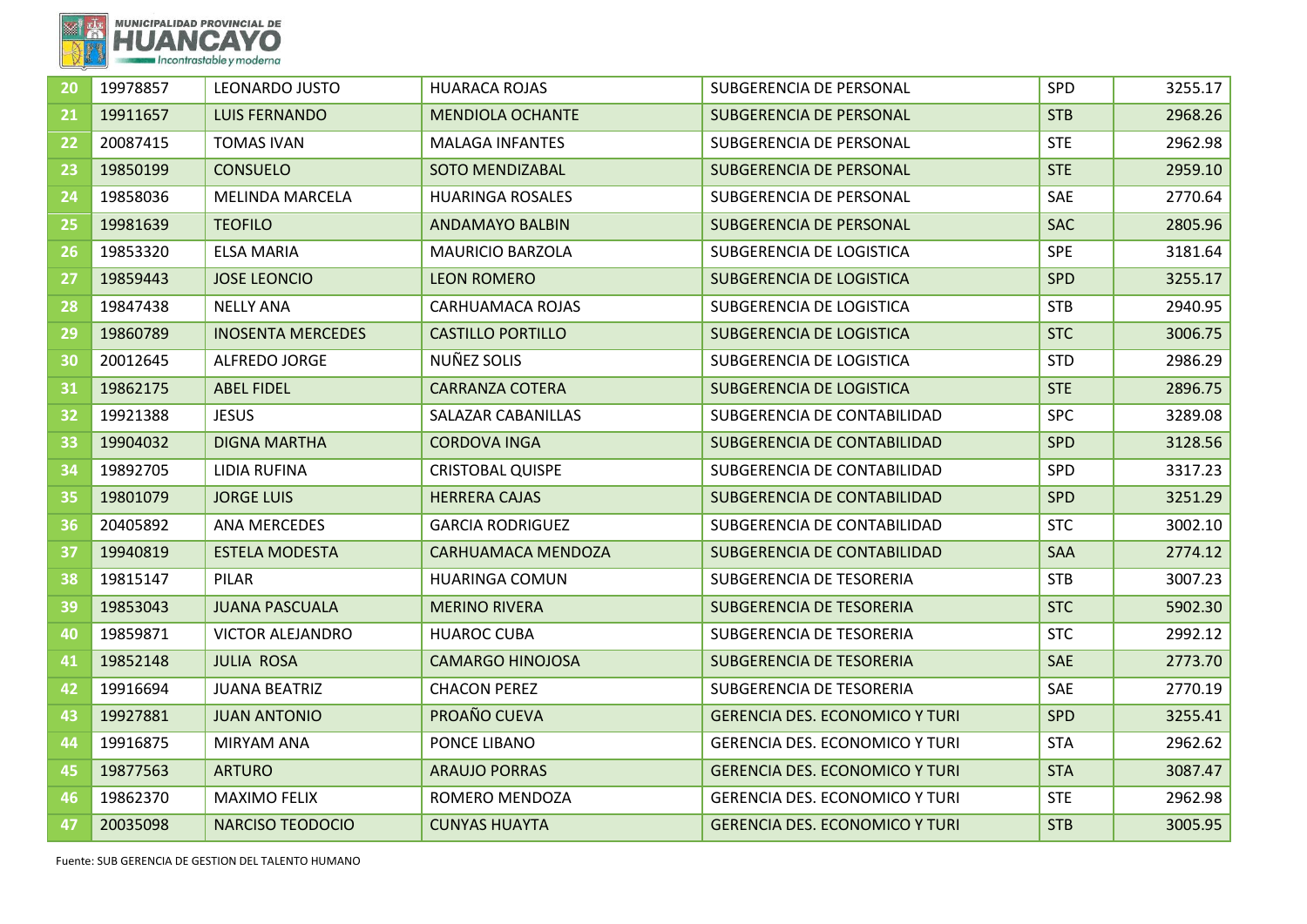| | | | | | | |
|---|---|---|---|---|---|---|
| 20 | 19978857 | LEONARDO JUSTO | HUARACA ROJAS | SUBGERENCIA DE PERSONAL | SPD | 3255.17 |
| 21 | 19911657 | LUIS FERNANDO | MENDIOLA OCHANTE | SUBGERENCIA DE PERSONAL | STB | 2968.26 |
| 22 | 20087415 | TOMAS IVAN | MALAGA INFANTES | SUBGERENCIA DE PERSONAL | STE | 2962.98 |
| 23 | 19850199 | CONSUELO | SOTO MENDIZABAL | SUBGERENCIA DE PERSONAL | STE | 2959.10 |
| 24 | 19858036 | MELINDA MARCELA | HUARINGA ROSALES | SUBGERENCIA DE PERSONAL | SAE | 2770.64 |
| 25 | 19981639 | TEOFILO | ANDAMAYO BALBIN | SUBGERENCIA DE PERSONAL | SAC | 2805.96 |
| 26 | 19853320 | ELSA MARIA | MAURICIO BARZOLA | SUBGERENCIA DE LOGISTICA | SPE | 3181.64 |
| 27 | 19859443 | JOSE LEONCIO | LEON ROMERO | SUBGERENCIA DE LOGISTICA | SPD | 3255.17 |
| 28 | 19847438 | NELLY ANA | CARHUAMACA ROJAS | SUBGERENCIA DE LOGISTICA | STB | 2940.95 |
| 29 | 19860789 | INOSENTA MERCEDES | CASTILLO PORTILLO | SUBGERENCIA DE LOGISTICA | STC | 3006.75 |
| 30 | 20012645 | ALFREDO JORGE | NUÑEZ SOLIS | SUBGERENCIA DE LOGISTICA | STD | 2986.29 |
| 31 | 19862175 | ABEL FIDEL | CARRANZA COTERA | SUBGERENCIA DE LOGISTICA | STE | 2896.75 |
| 32 | 19921388 | JESUS | SALAZAR CABANILLAS | SUBGERENCIA DE CONTABILIDAD | SPC | 3289.08 |
| 33 | 19904032 | DIGNA MARTHA | CORDOVA INGA | SUBGERENCIA DE CONTABILIDAD | SPD | 3128.56 |
| 34 | 19892705 | LIDIA RUFINA | CRISTOBAL QUISPE | SUBGERENCIA DE CONTABILIDAD | SPD | 3317.23 |
| 35 | 19801079 | JORGE LUIS | HERRERA CAJAS | SUBGERENCIA DE CONTABILIDAD | SPD | 3251.29 |
| 36 | 20405892 | ANA MERCEDES | GARCIA RODRIGUEZ | SUBGERENCIA DE CONTABILIDAD | STC | 3002.10 |
| 37 | 19940819 | ESTELA MODESTA | CARHUAMACA MENDOZA | SUBGERENCIA DE CONTABILIDAD | SAA | 2774.12 |
| 38 | 19815147 | PILAR | HUARINGA COMUN | SUBGERENCIA DE TESORERIA | STB | 3007.23 |
| 39 | 19853043 | JUANA PASCUALA | MERINO RIVERA | SUBGERENCIA DE TESORERIA | STC | 5902.30 |
| 40 | 19859871 | VICTOR ALEJANDRO | HUAROC CUBA | SUBGERENCIA DE TESORERIA | STC | 2992.12 |
| 41 | 19852148 | JULIA ROSA | CAMARGO HINOJOSA | SUBGERENCIA DE TESORERIA | SAE | 2773.70 |
| 42 | 19916694 | JUANA BEATRIZ | CHACON PEREZ | SUBGERENCIA DE TESORERIA | SAE | 2770.19 |
| 43 | 19927881 | JUAN ANTONIO | PROAÑO CUEVA | GERENCIA DES. ECONOMICO Y TURI | SPD | 3255.41 |
| 44 | 19916875 | MIRYAM ANA | PONCE LIBANO | GERENCIA DES. ECONOMICO Y TURI | STA | 2962.62 |
| 45 | 19877563 | ARTURO | ARAUJO PORRAS | GERENCIA DES. ECONOMICO Y TURI | STA | 3087.47 |
| 46 | 19862370 | MAXIMO FELIX | ROMERO MENDOZA | GERENCIA DES. ECONOMICO Y TURI | STE | 2962.98 |
| 47 | 20035098 | NARCISO TEODOCIO | CUNYAS HUAYTA | GERENCIA DES. ECONOMICO Y TURI | STB | 3005.95 |

Fuente: SUB GERENCIA DE GESTION DEL TALENTO HUMANO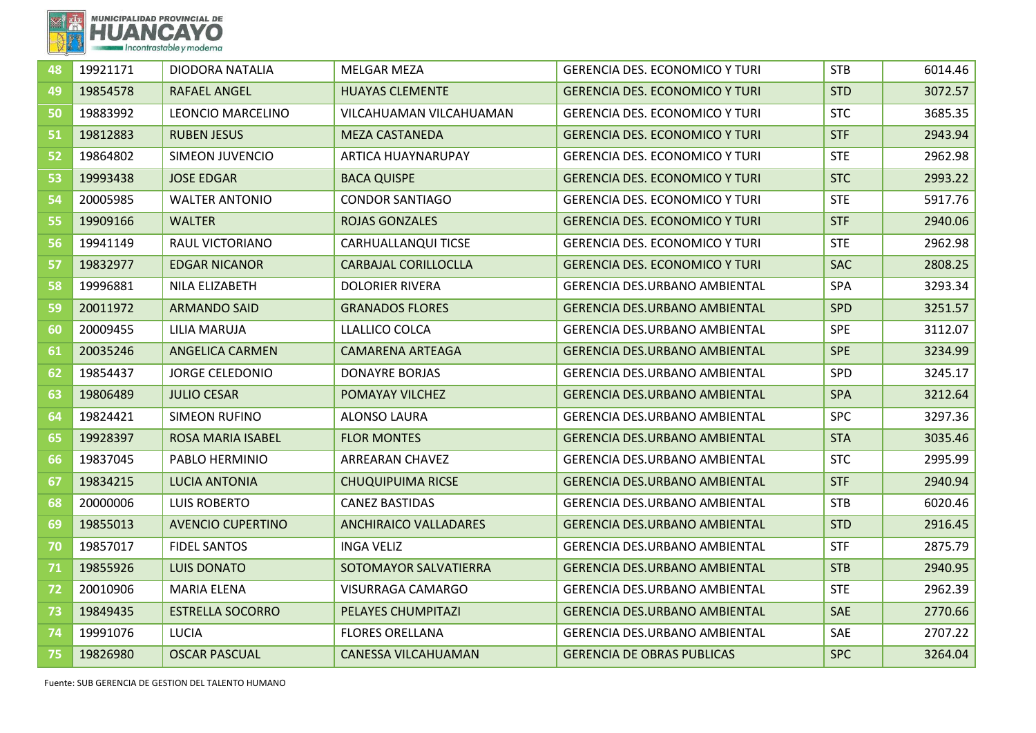| | | | | | | |
|---|---|---|---|---|---|---|
| 48 | 19921171 | DIODORA NATALIA | MELGAR MEZA | GERENCIA DES. ECONOMICO Y TURI | STB | 6014.46 |
| 49 | 19854578 | RAFAEL ANGEL | HUAYAS CLEMENTE | GERENCIA DES. ECONOMICO Y TURI | STD | 3072.57 |
| 50 | 19883992 | LEONCIO MARCELINO | VILCAHUAMAN VILCAHUAMAN | GERENCIA DES. ECONOMICO Y TURI | STC | 3685.35 |
| 51 | 19812883 | RUBEN JESUS | MEZA CASTANEDA | GERENCIA DES. ECONOMICO Y TURI | STF | 2943.94 |
| 52 | 19864802 | SIMEON JUVENCIO | ARTICA HUAYNARUPAY | GERENCIA DES. ECONOMICO Y TURI | STE | 2962.98 |
| 53 | 19993438 | JOSE EDGAR | BACA QUISPE | GERENCIA DES. ECONOMICO Y TURI | STC | 2993.22 |
| 54 | 20005985 | WALTER ANTONIO | CONDOR SANTIAGO | GERENCIA DES. ECONOMICO Y TURI | STE | 5917.76 |
| 55 | 19909166 | WALTER | ROJAS GONZALES | GERENCIA DES. ECONOMICO Y TURI | STF | 2940.06 |
| 56 | 19941149 | RAUL VICTORIANO | CARHUALLANQUI TICSE | GERENCIA DES. ECONOMICO Y TURI | STE | 2962.98 |
| 57 | 19832977 | EDGAR NICANOR | CARBAJAL CORILLOCLLA | GERENCIA DES. ECONOMICO Y TURI | SAC | 2808.25 |
| 58 | 19996881 | NILA ELIZABETH | DOLORIER RIVERA | GERENCIA DES.URBANO AMBIENTAL | SPA | 3293.34 |
| 59 | 20011972 | ARMANDO SAID | GRANADOS FLORES | GERENCIA DES.URBANO AMBIENTAL | SPD | 3251.57 |
| 60 | 20009455 | LILIA MARUJA | LLALLICO COLCA | GERENCIA DES.URBANO AMBIENTAL | SPE | 3112.07 |
| 61 | 20035246 | ANGELICA CARMEN | CAMARENA ARTEAGA | GERENCIA DES.URBANO AMBIENTAL | SPE | 3234.99 |
| 62 | 19854437 | JORGE CELEDONIO | DONAYRE BORJAS | GERENCIA DES.URBANO AMBIENTAL | SPD | 3245.17 |
| 63 | 19806489 | JULIO CESAR | POMAYAY VILCHEZ | GERENCIA DES.URBANO AMBIENTAL | SPA | 3212.64 |
| 64 | 19824421 | SIMEON RUFINO | ALONSO LAURA | GERENCIA DES.URBANO AMBIENTAL | SPC | 3297.36 |
| 65 | 19928397 | ROSA MARIA ISABEL | FLOR MONTES | GERENCIA DES.URBANO AMBIENTAL | STA | 3035.46 |
| 66 | 19837045 | PABLO HERMINIO | ARREARAN CHAVEZ | GERENCIA DES.URBANO AMBIENTAL | STC | 2995.99 |
| 67 | 19834215 | LUCIA ANTONIA | CHUQUIPUIMA RICSE | GERENCIA DES.URBANO AMBIENTAL | STF | 2940.94 |
| 68 | 20000006 | LUIS ROBERTO | CANEZ BASTIDAS | GERENCIA DES.URBANO AMBIENTAL | STB | 6020.46 |
| 69 | 19855013 | AVENCIO CUPERTINO | ANCHIRAICO VALLADARES | GERENCIA DES.URBANO AMBIENTAL | STD | 2916.45 |
| 70 | 19857017 | FIDEL SANTOS | INGA VELIZ | GERENCIA DES.URBANO AMBIENTAL | STF | 2875.79 |
| 71 | 19855926 | LUIS DONATO | SOTOMAYOR SALVATIERRA | GERENCIA DES.URBANO AMBIENTAL | STB | 2940.95 |
| 72 | 20010906 | MARIA ELENA | VISURRAGA CAMARGO | GERENCIA DES.URBANO AMBIENTAL | STE | 2962.39 |
| 73 | 19849435 | ESTRELLA SOCORRO | PELAYES CHUMPITAZI | GERENCIA DES.URBANO AMBIENTAL | SAE | 2770.66 |
| 74 | 19991076 | LUCIA | FLORES ORELLANA | GERENCIA DES.URBANO AMBIENTAL | SAE | 2707.22 |
| 75 | 19826980 | OSCAR PASCUAL | CANESSA VILCAHUAMAN | GERENCIA DE OBRAS PUBLICAS | SPC | 3264.04 |

Fuente: SUB GERENCIA DE GESTION DEL TALENTO HUMANO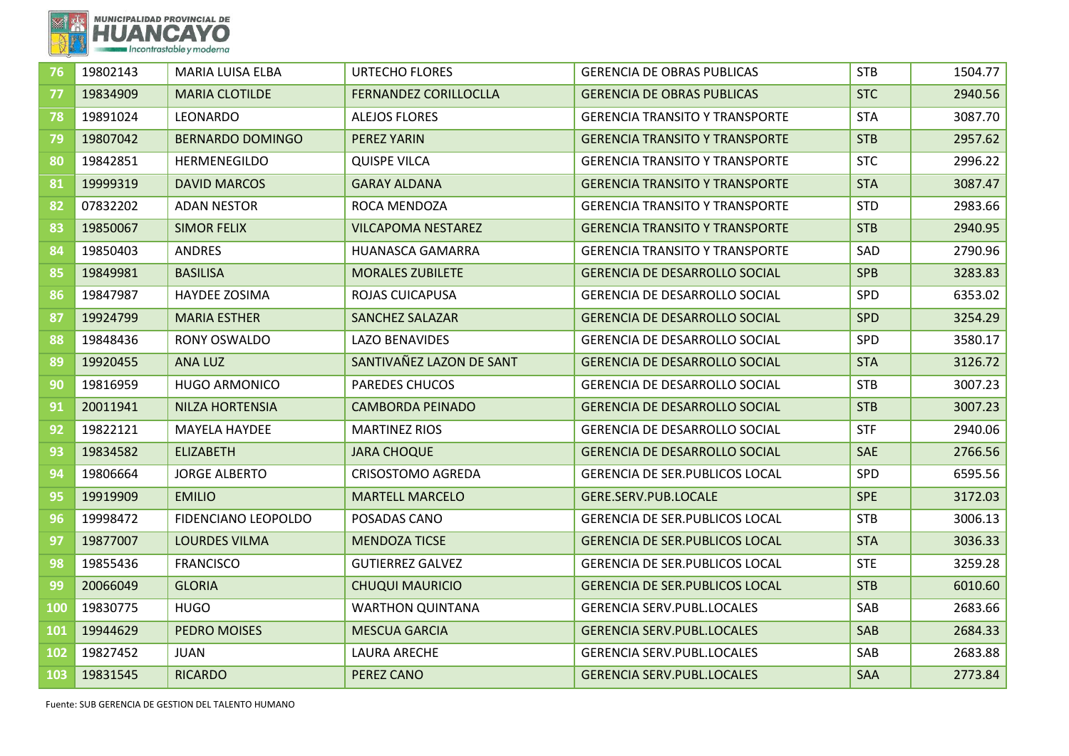| | | | | | | |
|---|---|---|---|---|---|---|
| 76 | 19802143 | MARIA LUISA ELBA | URTECHO FLORES | GERENCIA DE OBRAS PUBLICAS | STB | 1504.77 |
| 77 | 19834909 | MARIA CLOTILDE | FERNANDEZ CORILLOCLLA | GERENCIA DE OBRAS PUBLICAS | STC | 2940.56 |
| 78 | 19891024 | LEONARDO | ALEJOS FLORES | GERENCIA TRANSITO Y TRANSPORTE | STA | 3087.70 |
| 79 | 19807042 | BERNARDO DOMINGO | PEREZ YARIN | GERENCIA TRANSITO Y TRANSPORTE | STB | 2957.62 |
| 80 | 19842851 | HERMENEGILDO | QUISPE VILCA | GERENCIA TRANSITO Y TRANSPORTE | STC | 2996.22 |
| 81 | 19999319 | DAVID MARCOS | GARAY ALDANA | GERENCIA TRANSITO Y TRANSPORTE | STA | 3087.47 |
| 82 | 07832202 | ADAN NESTOR | ROCA MENDOZA | GERENCIA TRANSITO Y TRANSPORTE | STD | 2983.66 |
| 83 | 19850067 | SIMOR FELIX | VILCAPOMA NESTAREZ | GERENCIA TRANSITO Y TRANSPORTE | STB | 2940.95 |
| 84 | 19850403 | ANDRES | HUANASCA GAMARRA | GERENCIA TRANSITO Y TRANSPORTE | SAD | 2790.96 |
| 85 | 19849981 | BASILISA | MORALES ZUBILETE | GERENCIA DE DESARROLLO SOCIAL | SPB | 3283.83 |
| 86 | 19847987 | HAYDEE ZOSIMA | ROJAS CUICAPUSA | GERENCIA DE DESARROLLO SOCIAL | SPD | 6353.02 |
| 87 | 19924799 | MARIA ESTHER | SANCHEZ SALAZAR | GERENCIA DE DESARROLLO SOCIAL | SPD | 3254.29 |
| 88 | 19848436 | RONY OSWALDO | LAZO BENAVIDES | GERENCIA DE DESARROLLO SOCIAL | SPD | 3580.17 |
| 89 | 19920455 | ANA LUZ | SANTIVAÑEZ LAZON DE SANT | GERENCIA DE DESARROLLO SOCIAL | STA | 3126.72 |
| 90 | 19816959 | HUGO ARMONICO | PAREDES CHUCOS | GERENCIA DE DESARROLLO SOCIAL | STB | 3007.23 |
| 91 | 20011941 | NILZA HORTENSIA | CAMBORDA PEINADO | GERENCIA DE DESARROLLO SOCIAL | STB | 3007.23 |
| 92 | 19822121 | MAYELA HAYDEE | MARTINEZ RIOS | GERENCIA DE DESARROLLO SOCIAL | STF | 2940.06 |
| 93 | 19834582 | ELIZABETH | JARA CHOQUE | GERENCIA DE DESARROLLO SOCIAL | SAE | 2766.56 |
| 94 | 19806664 | JORGE ALBERTO | CRISOSTOMO AGREDA | GERENCIA DE SER.PUBLICOS LOCAL | SPD | 6595.56 |
| 95 | 19919909 | EMILIO | MARTELL MARCELO | GERE.SERV.PUB.LOCALE | SPE | 3172.03 |
| 96 | 19998472 | FIDENCIANO LEOPOLDO | POSADAS CANO | GERENCIA DE SER.PUBLICOS LOCAL | STB | 3006.13 |
| 97 | 19877007 | LOURDES VILMA | MENDOZA TICSE | GERENCIA DE SER.PUBLICOS LOCAL | STA | 3036.33 |
| 98 | 19855436 | FRANCISCO | GUTIERREZ GALVEZ | GERENCIA DE SER.PUBLICOS LOCAL | STE | 3259.28 |
| 99 | 20066049 | GLORIA | CHUQUI MAURICIO | GERENCIA DE SER.PUBLICOS LOCAL | STB | 6010.60 |
| 100 | 19830775 | HUGO | WARTHON QUINTANA | GERENCIA SERV.PUBL.LOCALES | SAB | 2683.66 |
| 101 | 19944629 | PEDRO MOISES | MESCUA GARCIA | GERENCIA SERV.PUBL.LOCALES | SAB | 2684.33 |
| 102 | 19827452 | JUAN | LAURA ARECHE | GERENCIA SERV.PUBL.LOCALES | SAB | 2683.88 |
| 103 | 19831545 | RICARDO | PEREZ CANO | GERENCIA SERV.PUBL.LOCALES | SAA | 2773.84 |

Fuente: SUB GERENCIA DE GESTION DEL TALENTO HUMANO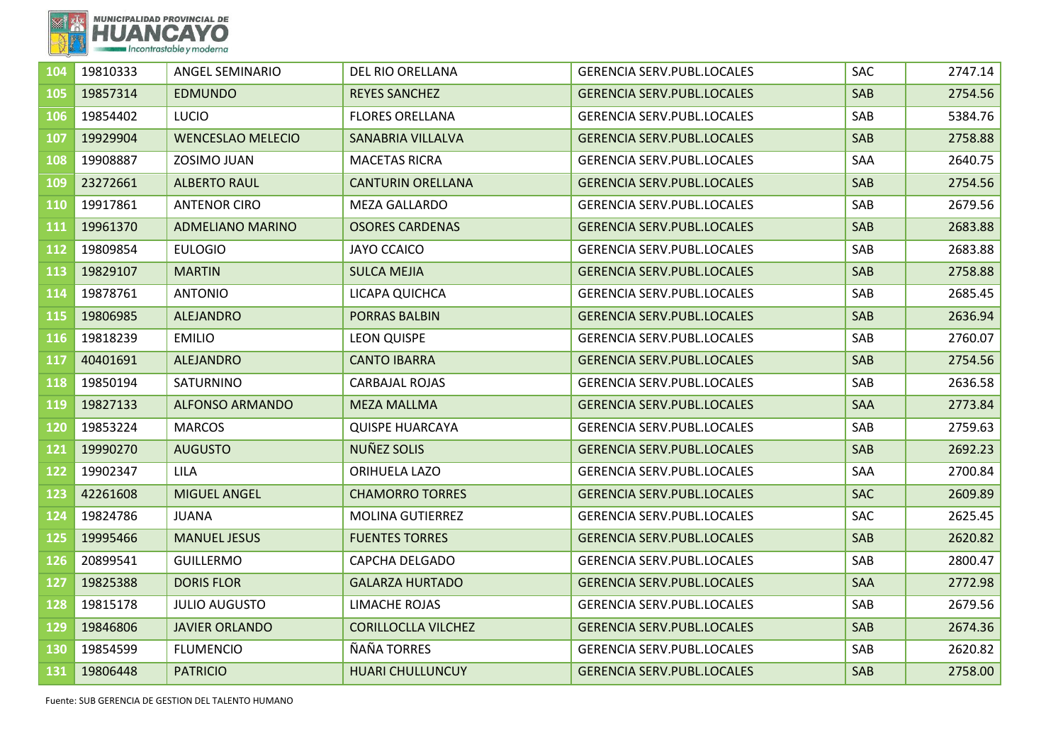| 104 | 19810333 | ANGEL SEMINARIO | DEL RIO ORELLANA | GERENCIA SERV.PUBL.LOCALES | SAC | 2747.14 |
|---|---|---|---|---|---|---|
| 105 | 19857314 | EDMUNDO | REYES SANCHEZ | GERENCIA SERV.PUBL.LOCALES | SAB | 2754.56 |
| 106 | 19854402 | LUCIO | FLORES ORELLANA | GERENCIA SERV.PUBL.LOCALES | SAB | 5384.76 |
| 107 | 19929904 | WENCESLAO MELECIO | SANABRIA VILLALVA | GERENCIA SERV.PUBL.LOCALES | SAB | 2758.88 |
| 108 | 19908887 | ZOSIMO JUAN | MACETAS RICRA | GERENCIA SERV.PUBL.LOCALES | SAA | 2640.75 |
| 109 | 23272661 | ALBERTO RAUL | CANTURIN ORELLANA | GERENCIA SERV.PUBL.LOCALES | SAB | 2754.56 |
| 110 | 19917861 | ANTENOR CIRO | MEZA GALLARDO | GERENCIA SERV.PUBL.LOCALES | SAB | 2679.56 |
| 111 | 19961370 | ADMELIANO MARINO | OSORES CARDENAS | GERENCIA SERV.PUBL.LOCALES | SAB | 2683.88 |
| 112 | 19809854 | EULOGIO | JAYO CCAICO | GERENCIA SERV.PUBL.LOCALES | SAB | 2683.88 |
| 113 | 19829107 | MARTIN | SULCA MEJIA | GERENCIA SERV.PUBL.LOCALES | SAB | 2758.88 |
| 114 | 19878761 | ANTONIO | LICAPA QUICHCA | GERENCIA SERV.PUBL.LOCALES | SAB | 2685.45 |
| 115 | 19806985 | ALEJANDRO | PORRAS BALBIN | GERENCIA SERV.PUBL.LOCALES | SAB | 2636.94 |
| 116 | 19818239 | EMILIO | LEON QUISPE | GERENCIA SERV.PUBL.LOCALES | SAB | 2760.07 |
| 117 | 40401691 | ALEJANDRO | CANTO IBARRA | GERENCIA SERV.PUBL.LOCALES | SAB | 2754.56 |
| 118 | 19850194 | SATURNINO | CARBAJAL ROJAS | GERENCIA SERV.PUBL.LOCALES | SAB | 2636.58 |
| 119 | 19827133 | ALFONSO ARMANDO | MEZA MALLMA | GERENCIA SERV.PUBL.LOCALES | SAA | 2773.84 |
| 120 | 19853224 | MARCOS | QUISPE HUARCAYA | GERENCIA SERV.PUBL.LOCALES | SAB | 2759.63 |
| 121 | 19990270 | AUGUSTO | NUÑEZ SOLIS | GERENCIA SERV.PUBL.LOCALES | SAB | 2692.23 |
| 122 | 19902347 | LILA | ORIHUELA LAZO | GERENCIA SERV.PUBL.LOCALES | SAA | 2700.84 |
| 123 | 42261608 | MIGUEL ANGEL | CHAMORRO TORRES | GERENCIA SERV.PUBL.LOCALES | SAC | 2609.89 |
| 124 | 19824786 | JUANA | MOLINA GUTIERREZ | GERENCIA SERV.PUBL.LOCALES | SAC | 2625.45 |
| 125 | 19995466 | MANUEL JESUS | FUENTES TORRES | GERENCIA SERV.PUBL.LOCALES | SAB | 2620.82 |
| 126 | 20899541 | GUILLERMO | CAPCHA DELGADO | GERENCIA SERV.PUBL.LOCALES | SAB | 2800.47 |
| 127 | 19825388 | DORIS FLOR | GALARZA HURTADO | GERENCIA SERV.PUBL.LOCALES | SAA | 2772.98 |
| 128 | 19815178 | JULIO AUGUSTO | LIMACHE ROJAS | GERENCIA SERV.PUBL.LOCALES | SAB | 2679.56 |
| 129 | 19846806 | JAVIER ORLANDO | CORILLOCLLA VILCHEZ | GERENCIA SERV.PUBL.LOCALES | SAB | 2674.36 |
| 130 | 19854599 | FLUMENCIO | ÑAÑA TORRES | GERENCIA SERV.PUBL.LOCALES | SAB | 2620.82 |
| 131 | 19806448 | PATRICIO | HUARI CHULLUNCUY | GERENCIA SERV.PUBL.LOCALES | SAB | 2758.00 |

Fuente: SUB GERENCIA DE GESTION DEL TALENTO HUMANO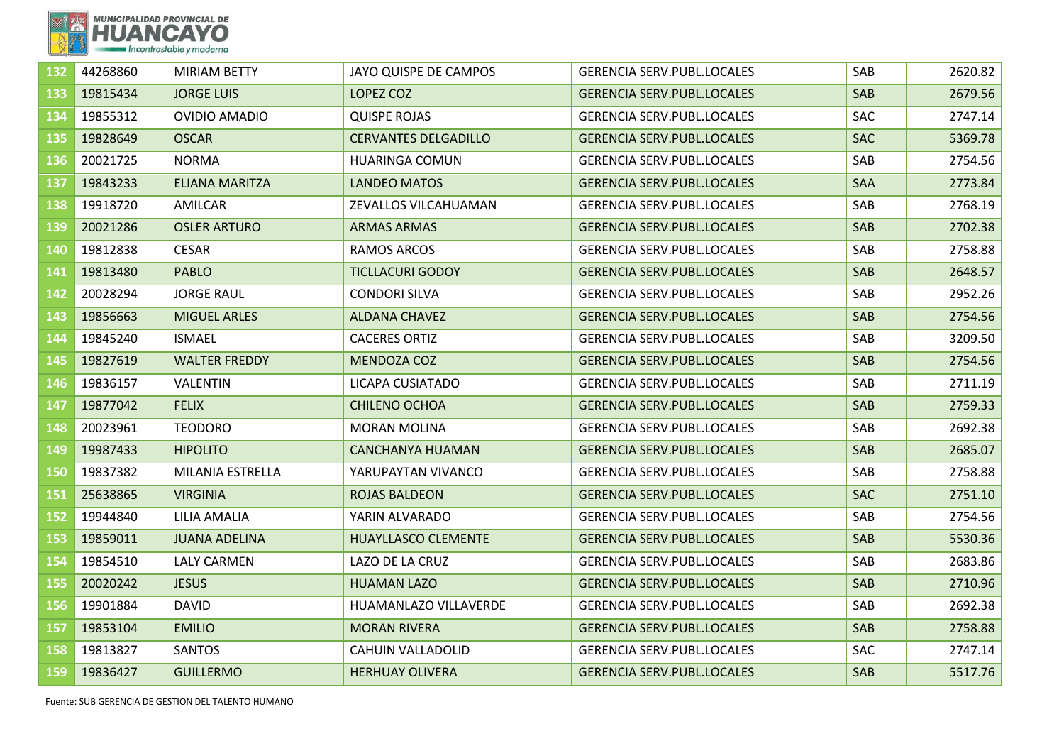| | | | | | | |
|---|---|---|---|---|---|---|
| 132 | 44268860 | MIRIAM BETTY | JAYO QUISPE DE CAMPOS | GERENCIA SERV.PUBL.LOCALES | SAB | 2620.82 |
| 133 | 19815434 | JORGE LUIS | LOPEZ COZ | GERENCIA SERV.PUBL.LOCALES | SAB | 2679.56 |
| 134 | 19855312 | OVIDIO AMADIO | QUISPE ROJAS | GERENCIA SERV.PUBL.LOCALES | SAC | 2747.14 |
| 135 | 19828649 | OSCAR | CERVANTES DELGADILLO | GERENCIA SERV.PUBL.LOCALES | SAC | 5369.78 |
| 136 | 20021725 | NORMA | HUARINGA COMUN | GERENCIA SERV.PUBL.LOCALES | SAB | 2754.56 |
| 137 | 19843233 | ELIANA MARITZA | LANDEO MATOS | GERENCIA SERV.PUBL.LOCALES | SAA | 2773.84 |
| 138 | 19918720 | AMILCAR | ZEVALLOS VILCAHUAMAN | GERENCIA SERV.PUBL.LOCALES | SAB | 2768.19 |
| 139 | 20021286 | OSLER ARTURO | ARMAS ARMAS | GERENCIA SERV.PUBL.LOCALES | SAB | 2702.38 |
| 140 | 19812838 | CESAR | RAMOS ARCOS | GERENCIA SERV.PUBL.LOCALES | SAB | 2758.88 |
| 141 | 19813480 | PABLO | TICLLACURI GODOY | GERENCIA SERV.PUBL.LOCALES | SAB | 2648.57 |
| 142 | 20028294 | JORGE RAUL | CONDORI SILVA | GERENCIA SERV.PUBL.LOCALES | SAB | 2952.26 |
| 143 | 19856663 | MIGUEL ARLES | ALDANA CHAVEZ | GERENCIA SERV.PUBL.LOCALES | SAB | 2754.56 |
| 144 | 19845240 | ISMAEL | CACERES ORTIZ | GERENCIA SERV.PUBL.LOCALES | SAB | 3209.50 |
| 145 | 19827619 | WALTER FREDDY | MENDOZA COZ | GERENCIA SERV.PUBL.LOCALES | SAB | 2754.56 |
| 146 | 19836157 | VALENTIN | LICAPA CUSIATADO | GERENCIA SERV.PUBL.LOCALES | SAB | 2711.19 |
| 147 | 19877042 | FELIX | CHILENO OCHOA | GERENCIA SERV.PUBL.LOCALES | SAB | 2759.33 |
| 148 | 20023961 | TEODORO | MORAN MOLINA | GERENCIA SERV.PUBL.LOCALES | SAB | 2692.38 |
| 149 | 19987433 | HIPOLITO | CANCHANYA HUAMAN | GERENCIA SERV.PUBL.LOCALES | SAB | 2685.07 |
| 150 | 19837382 | MILANIA ESTRELLA | YARUPAYTAN VIVANCO | GERENCIA SERV.PUBL.LOCALES | SAB | 2758.88 |
| 151 | 25638865 | VIRGINIA | ROJAS BALDEON | GERENCIA SERV.PUBL.LOCALES | SAC | 2751.10 |
| 152 | 19944840 | LILIA AMALIA | YARIN ALVARADO | GERENCIA SERV.PUBL.LOCALES | SAB | 2754.56 |
| 153 | 19859011 | JUANA ADELINA | HUAYLLASCO CLEMENTE | GERENCIA SERV.PUBL.LOCALES | SAB | 5530.36 |
| 154 | 19854510 | LALY CARMEN | LAZO DE LA CRUZ | GERENCIA SERV.PUBL.LOCALES | SAB | 2683.86 |
| 155 | 20020242 | JESUS | HUAMAN LAZO | GERENCIA SERV.PUBL.LOCALES | SAB | 2710.96 |
| 156 | 19901884 | DAVID | HUAMANLAZO VILLAVERDE | GERENCIA SERV.PUBL.LOCALES | SAB | 2692.38 |
| 157 | 19853104 | EMILIO | MORAN RIVERA | GERENCIA SERV.PUBL.LOCALES | SAB | 2758.88 |
| 158 | 19813827 | SANTOS | CAHUIN VALLADOLID | GERENCIA SERV.PUBL.LOCALES | SAC | 2747.14 |
| 159 | 19836427 | GUILLERMO | HERHUAY OLIVERA | GERENCIA SERV.PUBL.LOCALES | SAB | 5517.76 |

Fuente: SUB GERENCIA DE GESTION DEL TALENTO HUMANO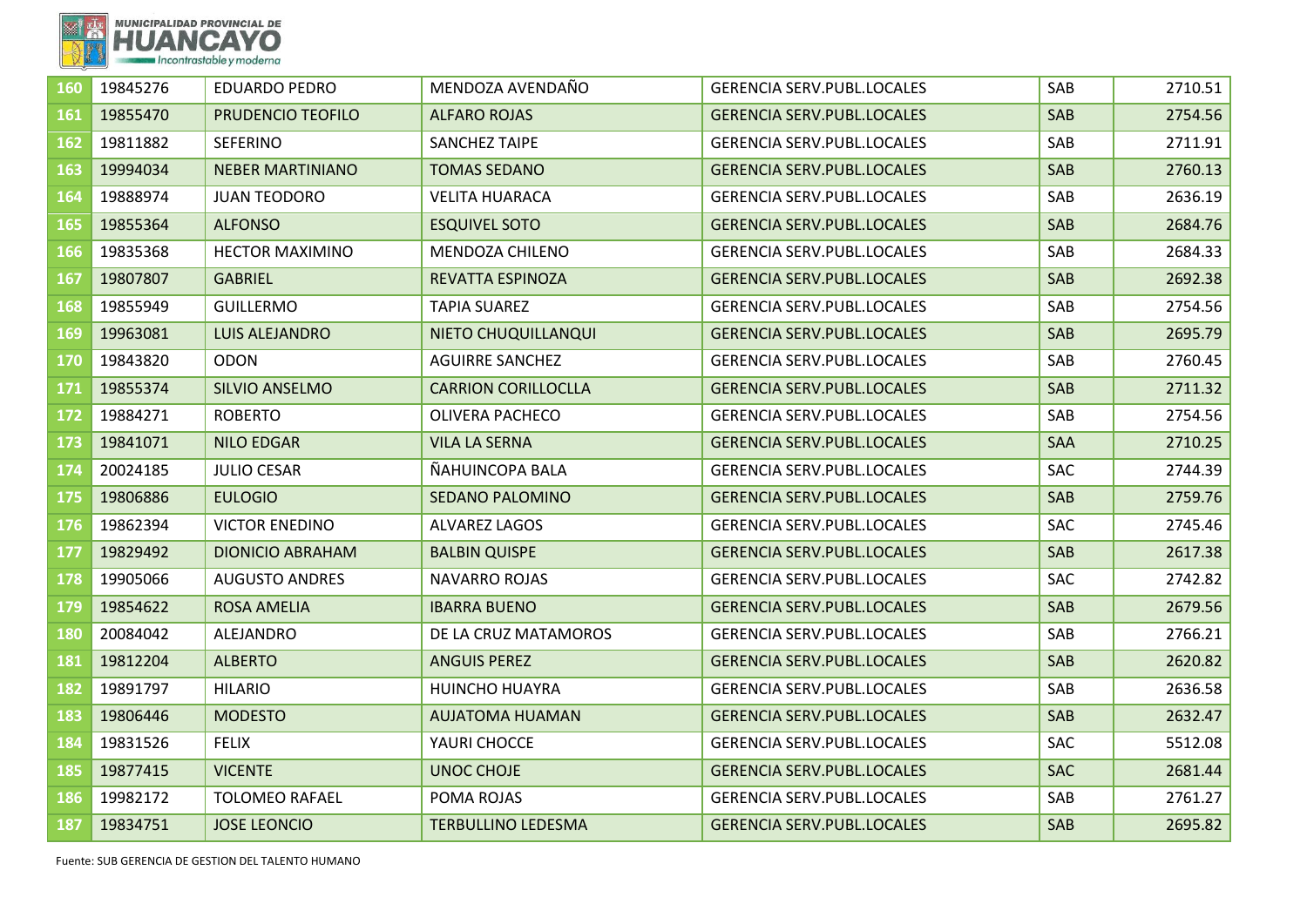| | | | | | | |
|---|---|---|---|---|---|---|
| 160 | 19845276 | EDUARDO PEDRO | MENDOZA AVENDAÑO | GERENCIA SERV.PUBL.LOCALES | SAB | 2710.51 |
| 161 | 19855470 | PRUDENCIO TEOFILO | ALFARO ROJAS | GERENCIA SERV.PUBL.LOCALES | SAB | 2754.56 |
| 162 | 19811882 | SEFERINO | SANCHEZ TAIPE | GERENCIA SERV.PUBL.LOCALES | SAB | 2711.91 |
| 163 | 19994034 | NEBER MARTINIANO | TOMAS SEDANO | GERENCIA SERV.PUBL.LOCALES | SAB | 2760.13 |
| 164 | 19888974 | JUAN TEODORO | VELITA HUARACA | GERENCIA SERV.PUBL.LOCALES | SAB | 2636.19 |
| 165 | 19855364 | ALFONSO | ESQUIVEL SOTO | GERENCIA SERV.PUBL.LOCALES | SAB | 2684.76 |
| 166 | 19835368 | HECTOR MAXIMINO | MENDOZA CHILENO | GERENCIA SERV.PUBL.LOCALES | SAB | 2684.33 |
| 167 | 19807807 | GABRIEL | REVATTA ESPINOZA | GERENCIA SERV.PUBL.LOCALES | SAB | 2692.38 |
| 168 | 19855949 | GUILLERMO | TAPIA SUAREZ | GERENCIA SERV.PUBL.LOCALES | SAB | 2754.56 |
| 169 | 19963081 | LUIS ALEJANDRO | NIETO CHUQUILLANQUI | GERENCIA SERV.PUBL.LOCALES | SAB | 2695.79 |
| 170 | 19843820 | ODON | AGUIRRE SANCHEZ | GERENCIA SERV.PUBL.LOCALES | SAB | 2760.45 |
| 171 | 19855374 | SILVIO ANSELMO | CARRION CORILLOCLLA | GERENCIA SERV.PUBL.LOCALES | SAB | 2711.32 |
| 172 | 19884271 | ROBERTO | OLIVERA PACHECO | GERENCIA SERV.PUBL.LOCALES | SAB | 2754.56 |
| 173 | 19841071 | NILO EDGAR | VILA LA SERNA | GERENCIA SERV.PUBL.LOCALES | SAA | 2710.25 |
| 174 | 20024185 | JULIO CESAR | ÑAHUINCOPA BALA | GERENCIA SERV.PUBL.LOCALES | SAC | 2744.39 |
| 175 | 19806886 | EULOGIO | SEDANO PALOMINO | GERENCIA SERV.PUBL.LOCALES | SAB | 2759.76 |
| 176 | 19862394 | VICTOR ENEDINO | ALVAREZ LAGOS | GERENCIA SERV.PUBL.LOCALES | SAC | 2745.46 |
| 177 | 19829492 | DIONICIO ABRAHAM | BALBIN QUISPE | GERENCIA SERV.PUBL.LOCALES | SAB | 2617.38 |
| 178 | 19905066 | AUGUSTO ANDRES | NAVARRO ROJAS | GERENCIA SERV.PUBL.LOCALES | SAC | 2742.82 |
| 179 | 19854622 | ROSA AMELIA | IBARRA BUENO | GERENCIA SERV.PUBL.LOCALES | SAB | 2679.56 |
| 180 | 20084042 | ALEJANDRO | DE LA CRUZ MATAMOROS | GERENCIA SERV.PUBL.LOCALES | SAB | 2766.21 |
| 181 | 19812204 | ALBERTO | ANGUIS PEREZ | GERENCIA SERV.PUBL.LOCALES | SAB | 2620.82 |
| 182 | 19891797 | HILARIO | HUINCHO HUAYRA | GERENCIA SERV.PUBL.LOCALES | SAB | 2636.58 |
| 183 | 19806446 | MODESTO | AUJATOMA HUAMAN | GERENCIA SERV.PUBL.LOCALES | SAB | 2632.47 |
| 184 | 19831526 | FELIX | YAURI CHOCCE | GERENCIA SERV.PUBL.LOCALES | SAC | 5512.08 |
| 185 | 19877415 | VICENTE | UNOC CHOJE | GERENCIA SERV.PUBL.LOCALES | SAC | 2681.44 |
| 186 | 19982172 | TOLOMEO RAFAEL | POMA ROJAS | GERENCIA SERV.PUBL.LOCALES | SAB | 2761.27 |
| 187 | 19834751 | JOSE LEONCIO | TERBULLINO LEDESMA | GERENCIA SERV.PUBL.LOCALES | SAB | 2695.82 |

Fuente: SUB GERENCIA DE GESTION DEL TALENTO HUMANO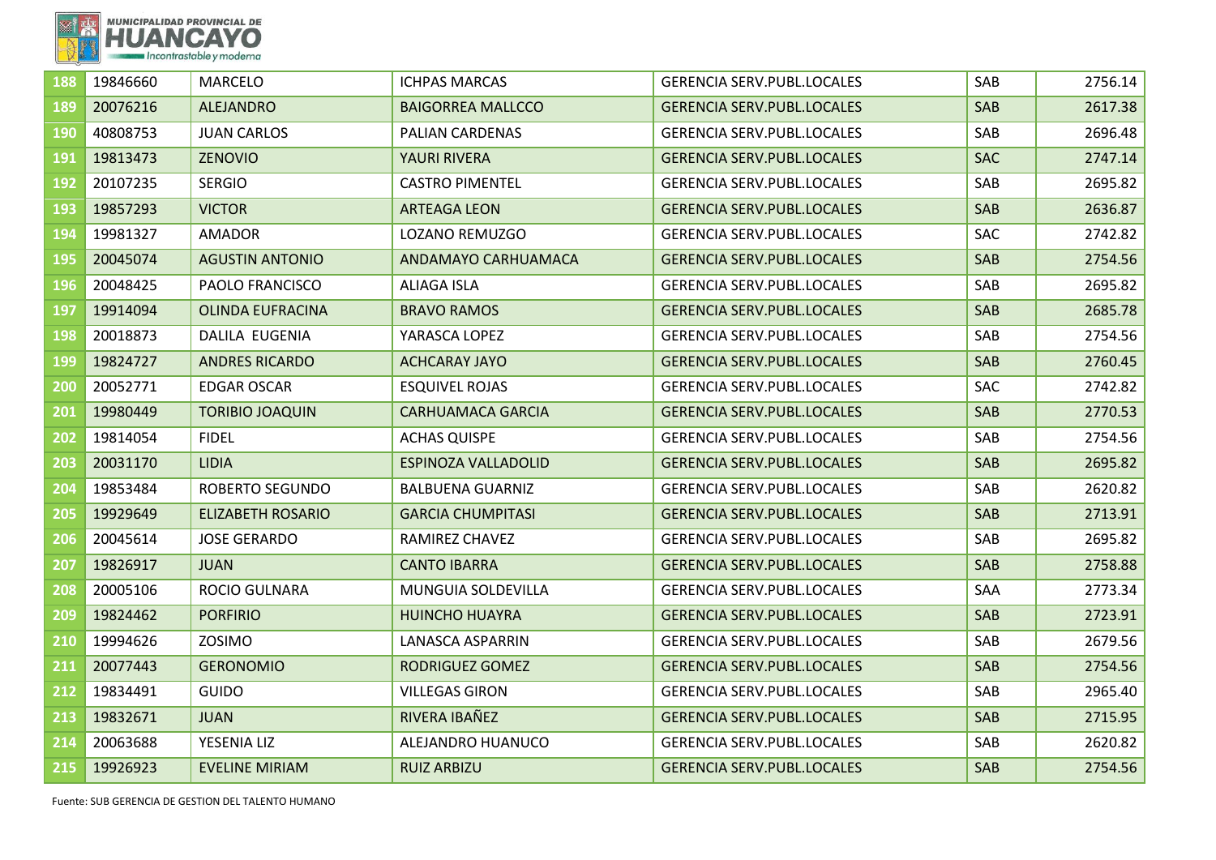| 188 | 19846660 | MARCELO | ICHPAS MARCAS | GERENCIA SERV.PUBL.LOCALES | SAB | 2756.14 |
|---|---|---|---|---|---|---|
| 189 | 20076216 | ALEJANDRO | BAIGORREA MALLCCO | GERENCIA SERV.PUBL.LOCALES | SAB | 2617.38 |
| 190 | 40808753 | JUAN CARLOS | PALIAN CARDENAS | GERENCIA SERV.PUBL.LOCALES | SAB | 2696.48 |
| 191 | 19813473 | ZENOVIO | YAURI RIVERA | GERENCIA SERV.PUBL.LOCALES | SAC | 2747.14 |
| 192 | 20107235 | SERGIO | CASTRO PIMENTEL | GERENCIA SERV.PUBL.LOCALES | SAB | 2695.82 |
| 193 | 19857293 | VICTOR | ARTEAGA LEON | GERENCIA SERV.PUBL.LOCALES | SAB | 2636.87 |
| 194 | 19981327 | AMADOR | LOZANO REMUZGO | GERENCIA SERV.PUBL.LOCALES | SAC | 2742.82 |
| 195 | 20045074 | AGUSTIN ANTONIO | ANDAMAYO CARHUAMACA | GERENCIA SERV.PUBL.LOCALES | SAB | 2754.56 |
| 196 | 20048425 | PAOLO FRANCISCO | ALIAGA ISLA | GERENCIA SERV.PUBL.LOCALES | SAB | 2695.82 |
| 197 | 19914094 | OLINDA EUFRACINA | BRAVO RAMOS | GERENCIA SERV.PUBL.LOCALES | SAB | 2685.78 |
| 198 | 20018873 | DALILA EUGENIA | YARASCA LOPEZ | GERENCIA SERV.PUBL.LOCALES | SAB | 2754.56 |
| 199 | 19824727 | ANDRES RICARDO | ACHCARAY JAYO | GERENCIA SERV.PUBL.LOCALES | SAB | 2760.45 |
| 200 | 20052771 | EDGAR OSCAR | ESQUIVEL ROJAS | GERENCIA SERV.PUBL.LOCALES | SAC | 2742.82 |
| 201 | 19980449 | TORIBIO JOAQUIN | CARHUAMACA GARCIA | GERENCIA SERV.PUBL.LOCALES | SAB | 2770.53 |
| 202 | 19814054 | FIDEL | ACHAS QUISPE | GERENCIA SERV.PUBL.LOCALES | SAB | 2754.56 |
| 203 | 20031170 | LIDIA | ESPINOZA VALLADOLID | GERENCIA SERV.PUBL.LOCALES | SAB | 2695.82 |
| 204 | 19853484 | ROBERTO SEGUNDO | BALBUENA GUARNIZ | GERENCIA SERV.PUBL.LOCALES | SAB | 2620.82 |
| 205 | 19929649 | ELIZABETH ROSARIO | GARCIA CHUMPITASI | GERENCIA SERV.PUBL.LOCALES | SAB | 2713.91 |
| 206 | 20045614 | JOSE GERARDO | RAMIREZ CHAVEZ | GERENCIA SERV.PUBL.LOCALES | SAB | 2695.82 |
| 207 | 19826917 | JUAN | CANTO IBARRA | GERENCIA SERV.PUBL.LOCALES | SAB | 2758.88 |
| 208 | 20005106 | ROCIO GULNARA | MUNGUIA SOLDEVILLA | GERENCIA SERV.PUBL.LOCALES | SAA | 2773.34 |
| 209 | 19824462 | PORFIRIO | HUINCHO HUAYRA | GERENCIA SERV.PUBL.LOCALES | SAB | 2723.91 |
| 210 | 19994626 | ZOSIMO | LANASCA ASPARRIN | GERENCIA SERV.PUBL.LOCALES | SAB | 2679.56 |
| 211 | 20077443 | GERONOMIO | RODRIGUEZ GOMEZ | GERENCIA SERV.PUBL.LOCALES | SAB | 2754.56 |
| 212 | 19834491 | GUIDO | VILLEGAS GIRON | GERENCIA SERV.PUBL.LOCALES | SAB | 2965.40 |
| 213 | 19832671 | JUAN | RIVERA IBAÑEZ | GERENCIA SERV.PUBL.LOCALES | SAB | 2715.95 |
| 214 | 20063688 | YESENIA LIZ | ALEJANDRO HUANUCO | GERENCIA SERV.PUBL.LOCALES | SAB | 2620.82 |
| 215 | 19926923 | EVELINE MIRIAM | RUIZ ARBIZU | GERENCIA SERV.PUBL.LOCALES | SAB | 2754.56 |

Fuente: SUB GERENCIA DE GESTION DEL TALENTO HUMANO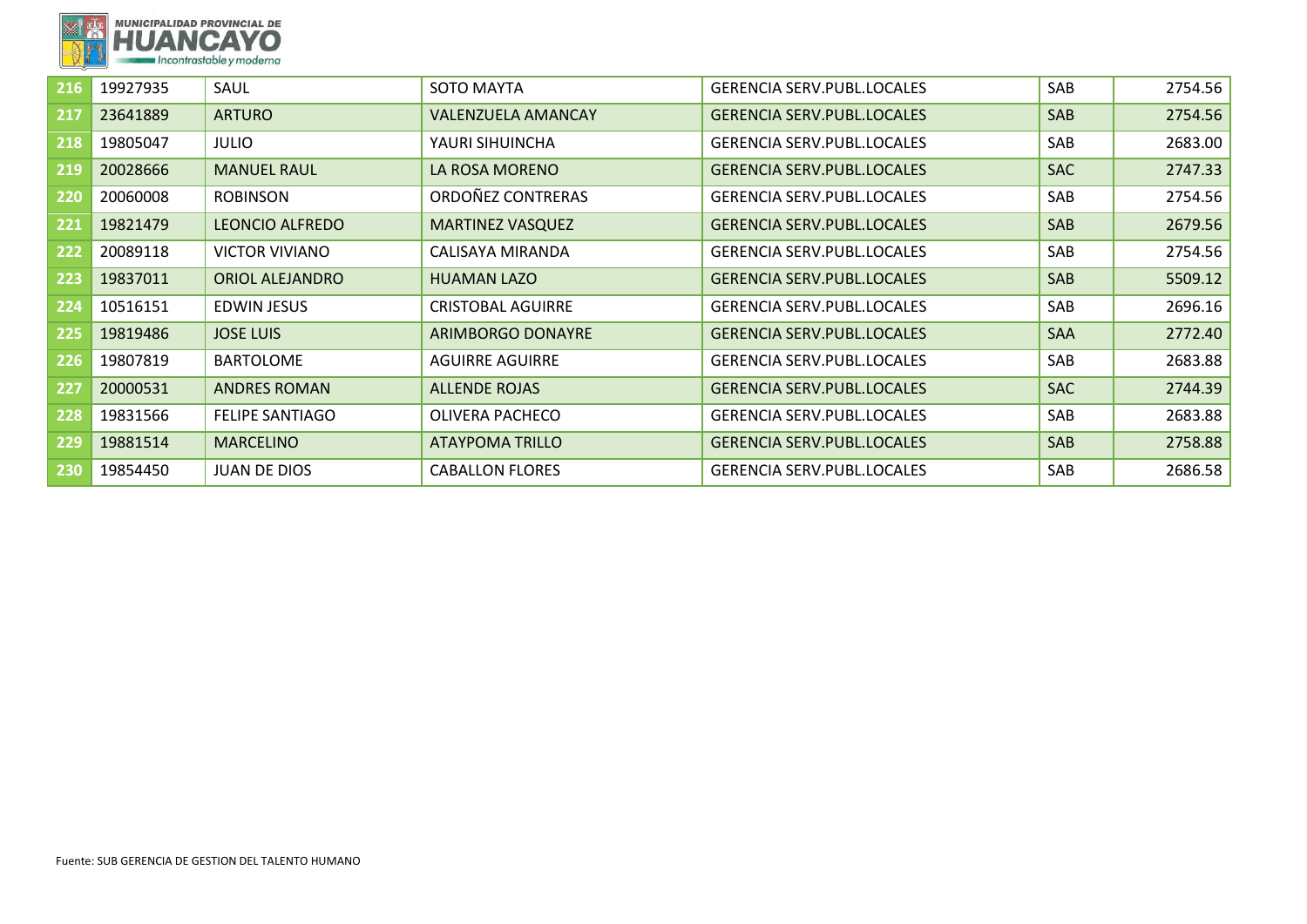| | | | | | | |
|---|---|---|---|---|---|---|
| 216 | 19927935 | SAUL | SOTO MAYTA | GERENCIA SERV.PUBL.LOCALES | SAB | 2754.56 |
| 217 | 23641889 | ARTURO | VALENZUELA AMANCAY | GERENCIA SERV.PUBL.LOCALES | SAB | 2754.56 |
| 218 | 19805047 | JULIO | YAURI SIHUINCHA | GERENCIA SERV.PUBL.LOCALES | SAB | 2683.00 |
| 219 | 20028666 | MANUEL RAUL | LA ROSA MORENO | GERENCIA SERV.PUBL.LOCALES | SAC | 2747.33 |
| 220 | 20060008 | ROBINSON | ORDOÑEZ CONTRERAS | GERENCIA SERV.PUBL.LOCALES | SAB | 2754.56 |
| 221 | 19821479 | LEONCIO ALFREDO | MARTINEZ VASQUEZ | GERENCIA SERV.PUBL.LOCALES | SAB | 2679.56 |
| 222 | 20089118 | VICTOR VIVIANO | CALISAYA MIRANDA | GERENCIA SERV.PUBL.LOCALES | SAB | 2754.56 |
| 223 | 19837011 | ORIOL ALEJANDRO | HUAMAN LAZO | GERENCIA SERV.PUBL.LOCALES | SAB | 5509.12 |
| 224 | 10516151 | EDWIN JESUS | CRISTOBAL AGUIRRE | GERENCIA SERV.PUBL.LOCALES | SAB | 2696.16 |
| 225 | 19819486 | JOSE LUIS | ARIMBORGO DONAYRE | GERENCIA SERV.PUBL.LOCALES | SAA | 2772.40 |
| 226 | 19807819 | BARTOLOME | AGUIRRE AGUIRRE | GERENCIA SERV.PUBL.LOCALES | SAB | 2683.88 |
| 227 | 20000531 | ANDRES ROMAN | ALLENDE ROJAS | GERENCIA SERV.PUBL.LOCALES | SAC | 2744.39 |
| 228 | 19831566 | FELIPE SANTIAGO | OLIVERA PACHECO | GERENCIA SERV.PUBL.LOCALES | SAB | 2683.88 |
| 229 | 19881514 | MARCELINO | ATAYPOMA TRILLO | GERENCIA SERV.PUBL.LOCALES | SAB | 2758.88 |
| 230 | 19854450 | JUAN DE DIOS | CABALLON FLORES | GERENCIA SERV.PUBL.LOCALES | SAB | 2686.58 |

Fuente: SUB GERENCIA DE GESTION DEL TALENTO HUMANO